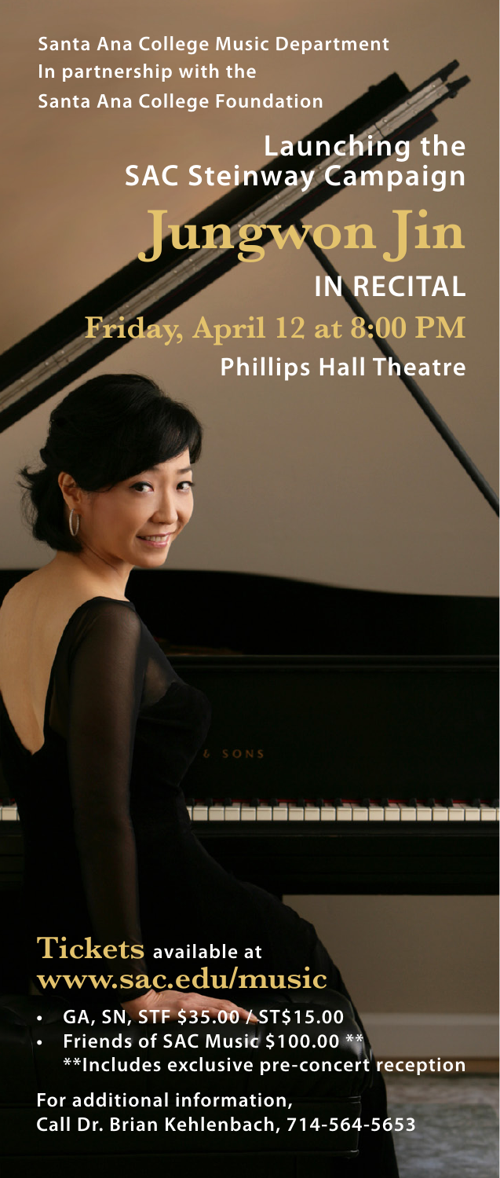Santa Ana College Music Department
In partnership with the
Santa Ana College Foundation

## Launching the SAC Steinway Campaign

# Jungwon Jin

## IN RECITAL

**Friday, April 12 at 8:00 PM**

**Phillips Hall Theatre**

## Tickets available at www.sac.edu/music

- GA, SN, STF $35.00 / ST$15.00
- Friends of SAC Music $100.00 **
  **Includes exclusive pre-concert reception

For additional information,
Call Dr. Brian Kehlenbach, 714-564-5653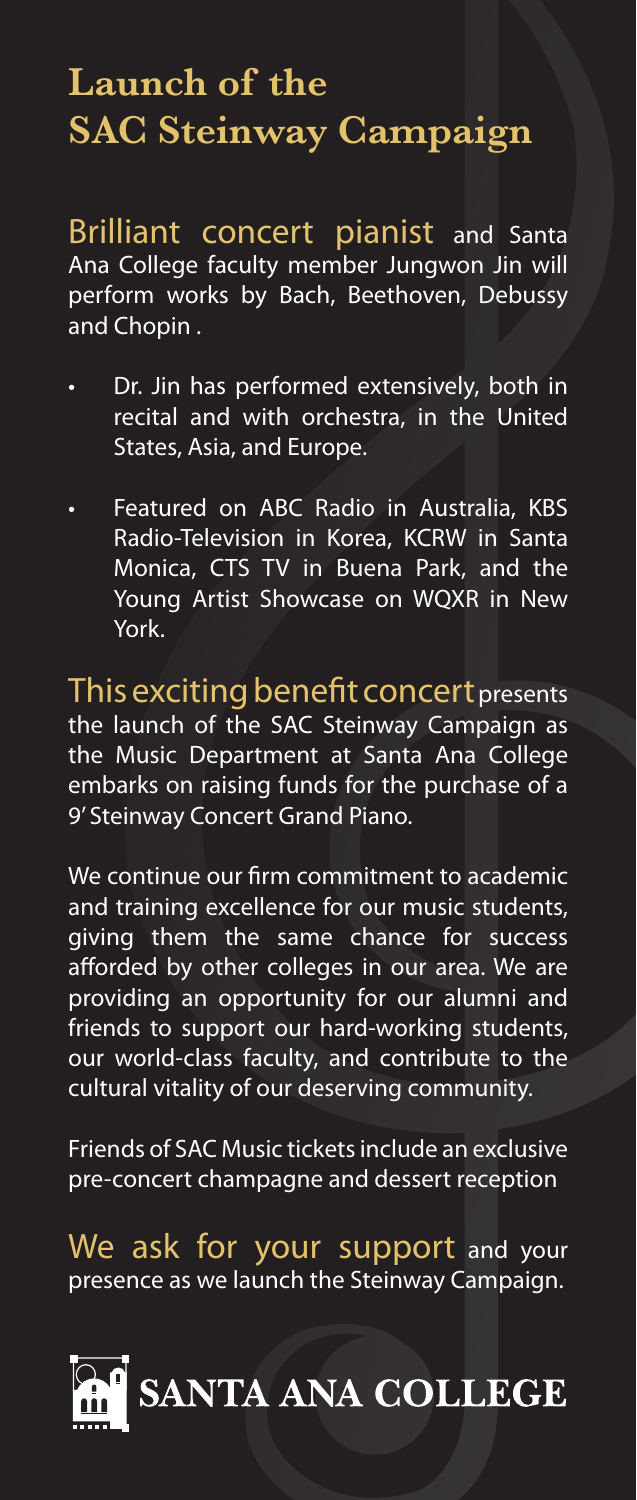# Launch of the SAC Steinway Campaign

Brilliant concert pianist and Santa Ana College faculty member Jungwon Jin will perform works by Bach, Beethoven, Debussy and Chopin .

- Dr. Jin has performed extensively, both in recital and with orchestra, in the United States, Asia, and Europe.
- Featured on ABC Radio in Australia, KBS Radio-Television in Korea, KCRW in Santa Monica, CTS TV in Buena Park, and the Young Artist Showcase on WQXR in New York.

This exciting benefit concert presents the launch of the SAC Steinway Campaign as the Music Department at Santa Ana College embarks on raising funds for the purchase of a 9' Steinway Concert Grand Piano.

We continue our firm commitment to academic and training excellence for our music students, giving them the same chance for success afforded by other colleges in our area. We are providing an opportunity for our alumni and friends to support our hard-working students, our world-class faculty, and contribute to the cultural vitality of our deserving community.

Friends of SAC Music tickets include an exclusive pre-concert champagne and dessert reception

We ask for your support and your presence as we launch the Steinway Campaign.

SANTA ANA COLLEGE